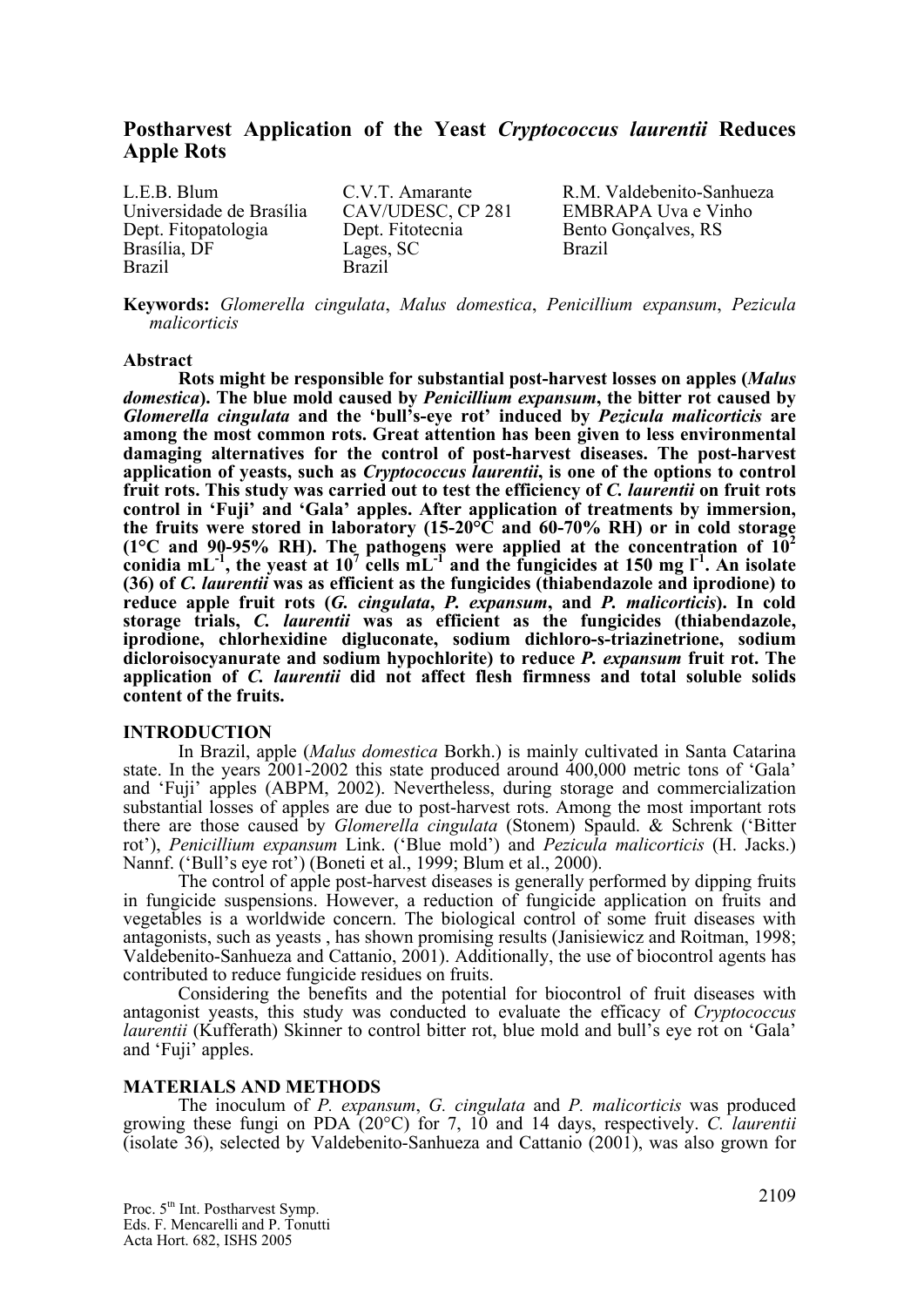# Postharvest Application of the Yeast *Cryptococcus laurentii* Reduces Apple Rots

L.E.B. Blum
Universidade de Brasília
Dept. Fitopatologia
Brasília, DF
Brazil

C.V.T. Amarante
CAV/UDESC, CP 281
Dept. Fitotecnia
Lages, SC
Brazil

R.M. Valdebenito-Sanhueza
EMBRAPA Uva e Vinho
Bento Gonçalves, RS
Brazil

**Keywords:** *Glomerella cingulata*, *Malus domestica*, *Penicillium expansum*, *Pezicula malicorticis*

## Abstract

**Rots might be responsible for substantial post-harvest losses on apples (*Malus domestica*). The blue mold caused by *Penicillium expansum*, the bitter rot caused by *Glomerella cingulata* and the 'bull's-eye rot' induced by *Pezicula malicorticis* are among the most common rots. Great attention has been given to less environmental damaging alternatives for the control of post-harvest diseases. The post-harvest application of yeasts, such as *Cryptococcus laurentii*, is one of the options to control fruit rots. This study was carried out to test the efficiency of *C. laurentii* on fruit rots control in 'Fuji' and 'Gala' apples. After application of treatments by immersion, the fruits were stored in laboratory (15-20°C and 60-70% RH) or in cold storage (1°C and 90-95% RH). The pathogens were applied at the concentration of $10^2$ conidia mL$^{-1}$, the yeast at $10^7$ cells mL$^{-1}$ and the fungicides at 150 mg l$^{-1}$. An isolate (36) of *C. laurentii* was as efficient as the fungicides (thiabendazole and iprodione) to reduce apple fruit rots (*G. cingulata*, *P. expansum*, and *P. malicorticis*). In cold storage trials, *C. laurentii* was as efficient as the fungicides (thiabendazole, iprodione, chlorhexidine digluconate, sodium dichloro-s-triazinetrione, sodium dicloroisocyanurate and sodium hypochlorite) to reduce *P. expansum* fruit rot. The application of *C. laurentii* did not affect flesh firmness and total soluble solids content of the fruits.**

## INTRODUCTION

In Brazil, apple (*Malus domestica* Borkh.) is mainly cultivated in Santa Catarina state. In the years 2001-2002 this state produced around 400,000 metric tons of 'Gala' and 'Fuji' apples (ABPM, 2002). Nevertheless, during storage and commercialization substantial losses of apples are due to post-harvest rots. Among the most important rots there are those caused by *Glomerella cingulata* (Stonem) Spauld. & Schrenk ('Bitter rot'), *Penicillium expansum* Link. ('Blue mold') and *Pezicula malicorticis* (H. Jacks.) Nannf. ('Bull's eye rot') (Boneti et al., 1999; Blum et al., 2000).

The control of apple post-harvest diseases is generally performed by dipping fruits in fungicide suspensions. However, a reduction of fungicide application on fruits and vegetables is a worldwide concern. The biological control of some fruit diseases with antagonists, such as yeasts , has shown promising results (Janisiewicz and Roitman, 1998; Valdebenito-Sanhueza and Cattanio, 2001). Additionally, the use of biocontrol agents has contributed to reduce fungicide residues on fruits.

Considering the benefits and the potential for biocontrol of fruit diseases with antagonist yeasts, this study was conducted to evaluate the efficacy of *Cryptococcus laurentii* (Kufferath) Skinner to control bitter rot, blue mold and bull's eye rot on 'Gala' and 'Fuji' apples.

## MATERIALS AND METHODS

The inoculum of *P. expansum*, *G. cingulata* and *P. malicorticis* was produced growing these fungi on PDA (20°C) for 7, 10 and 14 days, respectively. *C. laurentii* (isolate 36), selected by Valdebenito-Sanhueza and Cattanio (2001), was also grown for

Proc. 5th Int. Postharvest Symp.
Eds. F. Mencarelli and P. Tonutti
Acta Hort. 682, ISHS 2005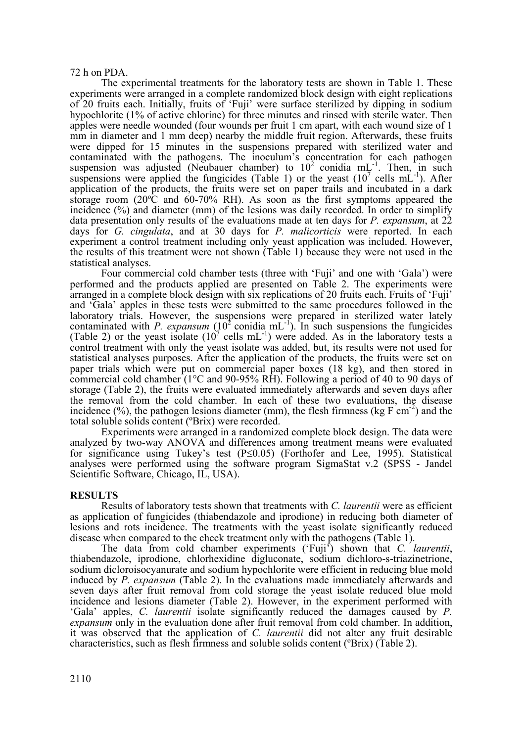72 h on PDA.

The experimental treatments for the laboratory tests are shown in Table 1. These experiments were arranged in a complete randomized block design with eight replications of 20 fruits each. Initially, fruits of 'Fuji' were surface sterilized by dipping in sodium hypochlorite (1% of active chlorine) for three minutes and rinsed with sterile water. Then apples were needle wounded (four wounds per fruit 1 cm apart, with each wound size of 1 mm in diameter and 1 mm deep) nearby the middle fruit region. Afterwards, these fruits were dipped for 15 minutes in the suspensions prepared with sterilized water and contaminated with the pathogens. The inoculum's concentration for each pathogen suspension was adjusted (Neubauer chamber) to $10^2$ conidia $mL^{-1}$. Then, in such suspensions were applied the fungicides (Table 1) or the yeast ($10^7$ cells $mL^{-1}$). After application of the products, the fruits were set on paper trails and incubated in a dark storage room (20ºC and 60-70% RH). As soon as the first symptoms appeared the incidence (%) and diameter (mm) of the lesions was daily recorded. In order to simplify data presentation only results of the evaluations made at ten days for *P. expansum*, at 22 days for *G. cingulata*, and at 30 days for *P. malicorticis* were reported. In each experiment a control treatment including only yeast application was included. However, the results of this treatment were not shown (Table 1) because they were not used in the statistical analyses.

Four commercial cold chamber tests (three with 'Fuji' and one with 'Gala') were performed and the products applied are presented on Table 2. The experiments were arranged in a complete block design with six replications of 20 fruits each. Fruits of 'Fuji' and 'Gala' apples in these tests were submitted to the same procedures followed in the laboratory trials. However, the suspensions were prepared in sterilized water lately contaminated with *P. expansum* ($10^2$ conidia $mL^{-1}$). In such suspensions the fungicides (Table 2) or the yeast isolate ($10^7$ cells $mL^{-1}$) were added. As in the laboratory tests a control treatment with only the yeast isolate was added, but, its results were not used for statistical analyses purposes. After the application of the products, the fruits were set on paper trials which were put on commercial paper boxes (18 kg), and then stored in commercial cold chamber (1°C and 90-95% RH). Following a period of 40 to 90 days of storage (Table 2), the fruits were evaluated immediately afterwards and seven days after the removal from the cold chamber. In each of these two evaluations, the disease incidence (%), the pathogen lesions diameter (mm), the flesh firmness (kg F $cm^{-2}$) and the total soluble solids content (ºBrix) were recorded.

Experiments were arranged in a randomized complete block design. The data were analyzed by two-way ANOVA and differences among treatment means were evaluated for significance using Tukey's test ($P \leq 0.05$) (Forthofer and Lee, 1995). Statistical analyses were performed using the software program SigmaStat v.2 (SPSS - Jandel Scientific Software, Chicago, IL, USA).

## RESULTS

Results of laboratory tests shown that treatments with *C. laurentii* were as efficient as application of fungicides (thiabendazole and iprodione) in reducing both diameter of lesions and rots incidence. The treatments with the yeast isolate significantly reduced disease when compared to the check treatment only with the pathogens (Table 1).

The data from cold chamber experiments ('Fuji') shown that *C. laurentii*, thiabendazole, iprodione, chlorhexidine digluconate, sodium dichloro-s-triazinetrione, sodium dicloroisocyanurate and sodium hypochlorite were efficient in reducing blue mold induced by *P. expansum* (Table 2). In the evaluations made immediately afterwards and seven days after fruit removal from cold storage the yeast isolate reduced blue mold incidence and lesions diameter (Table 2). However, in the experiment performed with 'Gala' apples, *C. laurentii* isolate significantly reduced the damages caused by *P. expansum* only in the evaluation done after fruit removal from cold chamber. In addition, it was observed that the application of *C. laurentii* did not alter any fruit desirable characteristics, such as flesh firmness and soluble solids content (ºBrix) (Table 2).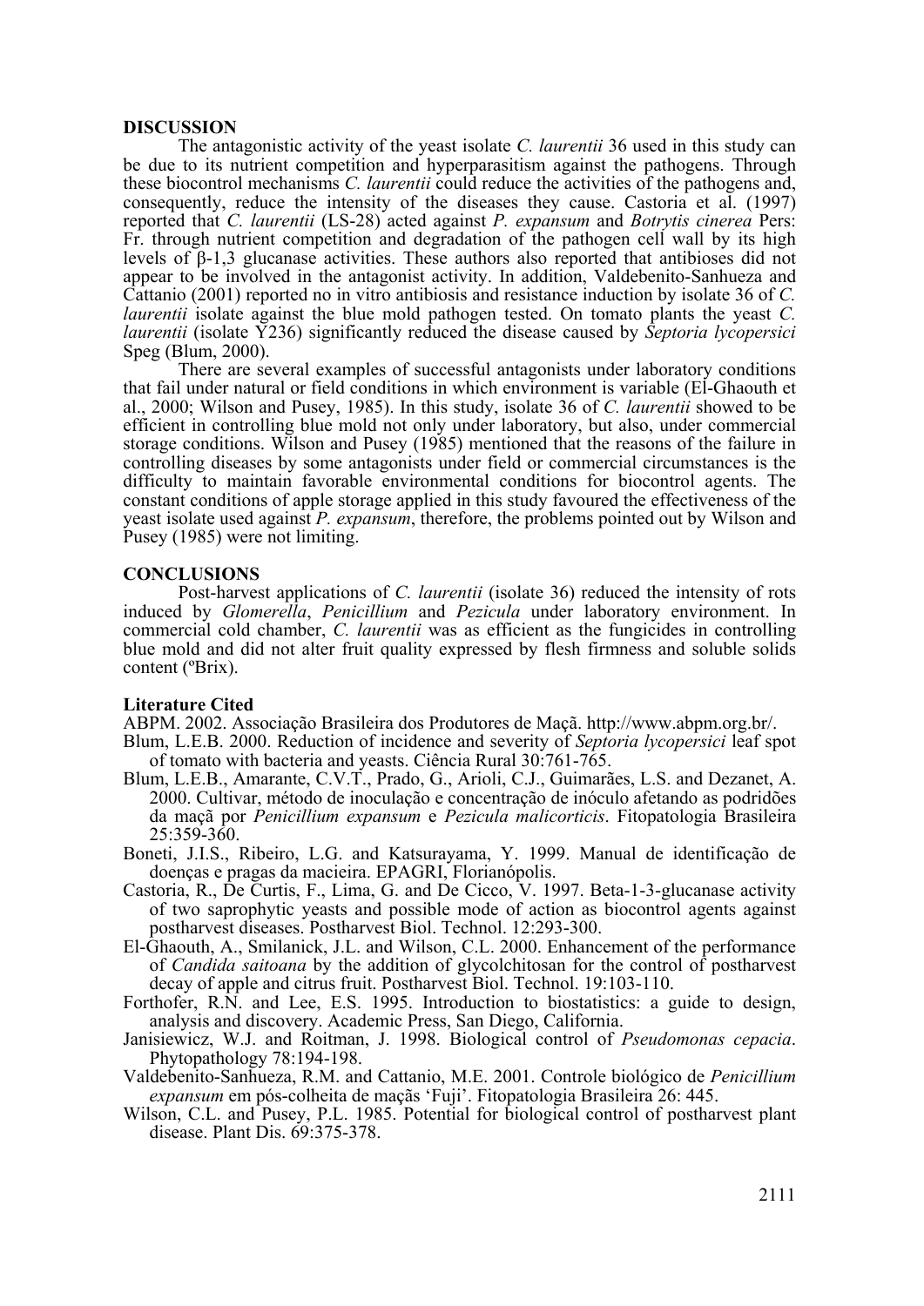## DISCUSSION

The antagonistic activity of the yeast isolate *C. laurentii* 36 used in this study can be due to its nutrient competition and hyperparasitism against the pathogens. Through these biocontrol mechanisms *C. laurentii* could reduce the activities of the pathogens and, consequently, reduce the intensity of the diseases they cause. Castoria et al. (1997) reported that *C. laurentii* (LS-28) acted against *P. expansum* and *Botrytis cinerea* Pers: Fr. through nutrient competition and degradation of the pathogen cell wall by its high levels of β-1,3 glucanase activities. These authors also reported that antibioses did not appear to be involved in the antagonist activity. In addition, Valdebenito-Sanhueza and Cattanio (2001) reported no in vitro antibiosis and resistance induction by isolate 36 of *C. laurentii* isolate against the blue mold pathogen tested. On tomato plants the yeast *C. laurentii* (isolate Y236) significantly reduced the disease caused by *Septoria lycopersici* Speg (Blum, 2000).

There are several examples of successful antagonists under laboratory conditions that fail under natural or field conditions in which environment is variable (El-Ghaouth et al., 2000; Wilson and Pusey, 1985). In this study, isolate 36 of *C. laurentii* showed to be efficient in controlling blue mold not only under laboratory, but also, under commercial storage conditions. Wilson and Pusey (1985) mentioned that the reasons of the failure in controlling diseases by some antagonists under field or commercial circumstances is the difficulty to maintain favorable environmental conditions for biocontrol agents. The constant conditions of apple storage applied in this study favoured the effectiveness of the yeast isolate used against *P. expansum*, therefore, the problems pointed out by Wilson and Pusey (1985) were not limiting.

## CONCLUSIONS

Post-harvest applications of *C. laurentii* (isolate 36) reduced the intensity of rots induced by *Glomerella*, *Penicillium* and *Pezicula* under laboratory environment. In commercial cold chamber, *C. laurentii* was as efficient as the fungicides in controlling blue mold and did not alter fruit quality expressed by flesh firmness and soluble solids content (ºBrix).

### Literature Cited

ABPM. 2002. Associação Brasileira dos Produtores de Maçã. http://www.abpm.org.br/.

Blum, L.E.B. 2000. Reduction of incidence and severity of *Septoria lycopersici* leaf spot of tomato with bacteria and yeasts. Ciência Rural 30:761-765.

Blum, L.E.B., Amarante, C.V.T., Prado, G., Arioli, C.J., Guimarães, L.S. and Dezanet, A. 2000. Cultivar, método de inoculação e concentração de inóculo afetando as podridões da maçã por *Penicillium expansum* e *Pezicula malicorticis*. Fitopatologia Brasileira 25:359-360.

Boneti, J.I.S., Ribeiro, L.G. and Katsurayama, Y. 1999. Manual de identificação de doenças e pragas da macieira. EPAGRI, Florianópolis.

Castoria, R., De Curtis, F., Lima, G. and De Cicco, V. 1997. Beta-1-3-glucanase activity of two saprophytic yeasts and possible mode of action as biocontrol agents against postharvest diseases. Postharvest Biol. Technol. 12:293-300.

El-Ghaouth, A., Smilanick, J.L. and Wilson, C.L. 2000. Enhancement of the performance of *Candida saitoana* by the addition of glycolchitosan for the control of postharvest decay of apple and citrus fruit. Postharvest Biol. Technol. 19:103-110.

Forthofer, R.N. and Lee, E.S. 1995. Introduction to biostatistics: a guide to design, analysis and discovery. Academic Press, San Diego, California.

Janisiewicz, W.J. and Roitman, J. 1998. Biological control of *Pseudomonas cepacia*. Phytopathology 78:194-198.

Valdebenito-Sanhueza, R.M. and Cattanio, M.E. 2001. Controle biológico de *Penicillium expansum* em pós-colheita de maçãs 'Fuji'. Fitopatologia Brasileira 26: 445.

Wilson, C.L. and Pusey, P.L. 1985. Potential for biological control of postharvest plant disease. Plant Dis. 69:375-378.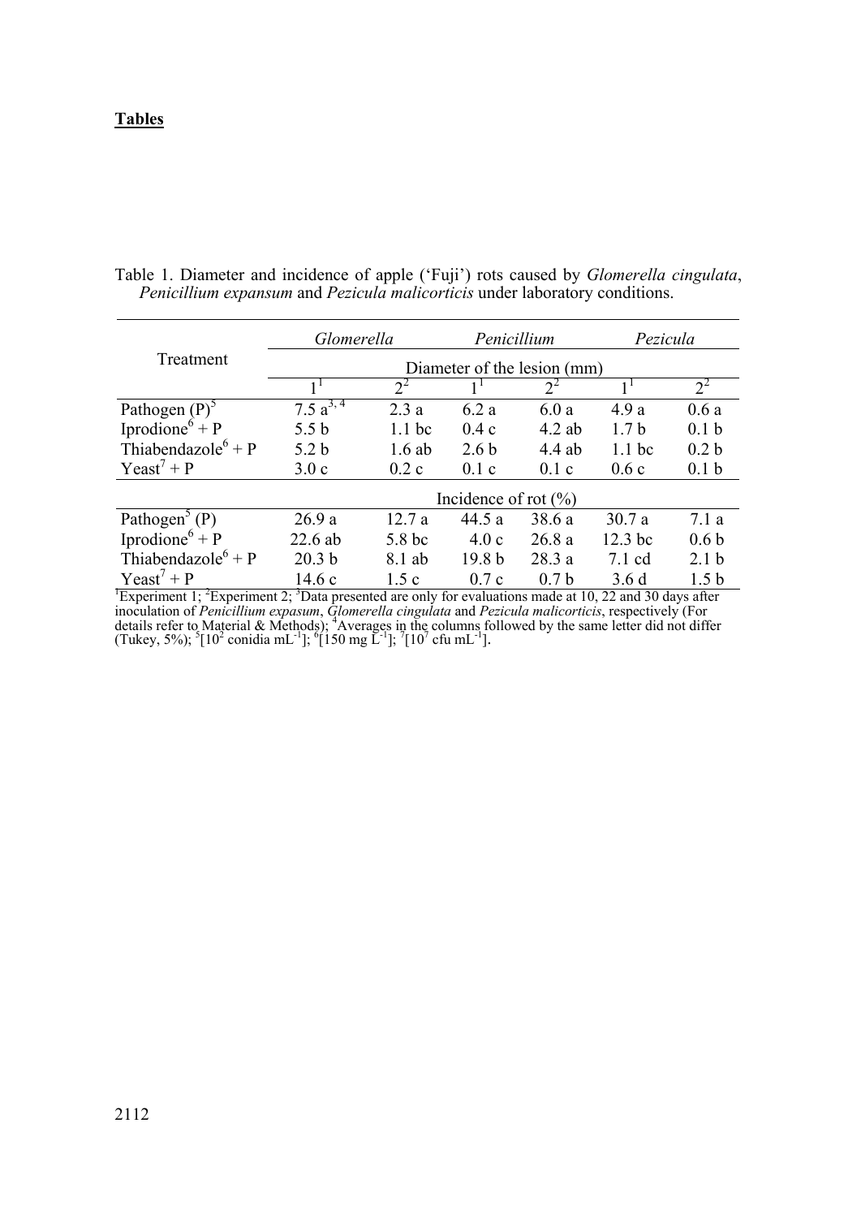**Tables**

Table 1. Diameter and incidence of apple ('Fuji') rots caused by *Glomerella cingulata*, *Penicillium expansum* and *Pezicula malicorticis* under laboratory conditions.

| Treatment | *Glomerella* | | *Penicillium* | | *Pezicula* | |
|---|---|---|---|---|---|---|
| | Diameter of the lesion (mm) | | | | | |
| | 1[1] | 2[2] | 1[1] | 2[2] | 1[1] | 2[2] |
| Pathogen (P)[5] | 7.5 a[3, 4] | 2.3 a | 6.2 a | 6.0 a | 4.9 a | 0.6 a |
| Iprodione[6] + P | 5.5 b | 1.1 bc | 0.4 c | 4.2 ab | 1.7 b | 0.1 b |
| Thiabendazole[6] + P | 5.2 b | 1.6 ab | 2.6 b | 4.4 ab | 1.1 bc | 0.2 b |
| Yeast[7] + P | 3.0 c | 0.2 c | 0.1 c | 0.1 c | 0.6 c | 0.1 b |
| | Incidence of rot (%) | | | | | |
| Pathogen[5] (P) | 26.9 a | 12.7 a | 44.5 a | 38.6 a | 30.7 a | 7.1 a |
| Iprodione[6] + P | 22.6 ab | 5.8 bc | 4.0 c | 26.8 a | 12.3 bc | 0.6 b |
| Thiabendazole[6] + P | 20.3 b | 8.1 ab | 19.8 b | 28.3 a | 7.1 cd | 2.1 b |
| Yeast[7] + P | 14.6 c | 1.5 c | 0.7 c | 0.7 b | 3.6 d | 1.5 b |

[1]Experiment 1; [2]Experiment 2; [3]Data presented are only for evaluations made at 10, 22 and 30 days after inoculation of *Penicillium expasum*, *Glomerella cingulata* and *Pezicula malicorticis*, respectively (For details refer to Material & Methods); [4]Averages in the columns followed by the same letter did not differ (Tukey, 5%); [5][$10^2$ conidia $mL^{-1}$]; [6][150 mg $L^{-1}$]; [7][$10^7$ cfu $mL^{-1}$].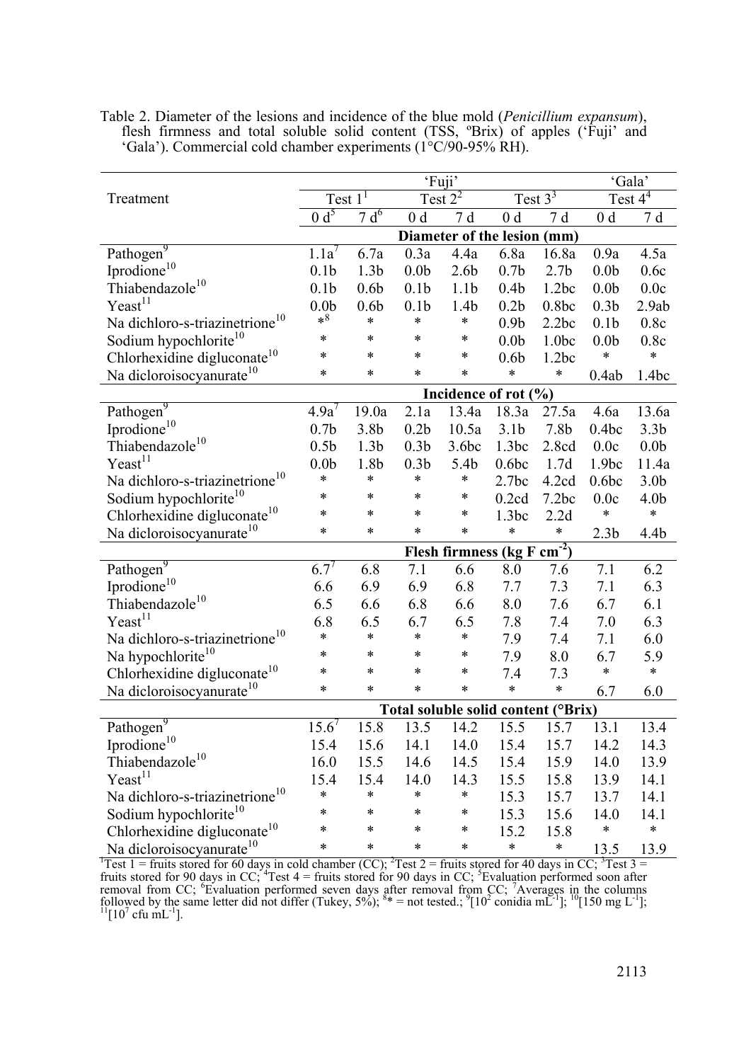Table 2. Diameter of the lesions and incidence of the blue mold (*Penicillium expansum*), flesh firmness and total soluble solid content (TSS, ºBrix) of apples ('Fuji' and 'Gala'). Commercial cold chamber experiments (1°C/90-95% RH).

| Treatment | 'Fuji' | | | | | | 'Gala' | |
|---|---|---|---|---|---|---|---|---|
| | Test 1[1] | | Test 2[2] | | Test 3[3] | | Test 4[4] | |
| | 0 d[5] | 7 d[6] | 0 d | 7 d | 0 d | 7 d | 0 d | 7 d |
| | **Diameter of the lesion (mm)** | | | | | | | |
| Pathogen[9] | 1.1a[7] | 6.7a | 0.3a | 4.4a | 6.8a | 16.8a | 0.9a | 4.5a |
| Iprodione[10] | 0.1b | 1.3b | 0.0b | 2.6b | 0.7b | 2.7b | 0.0b | 0.6c |
| Thiabendazole[10] | 0.1b | 0.6b | 0.1b | 1.1b | 0.4b | 1.2bc | 0.0b | 0.0c |
| Yeast[11] | 0.0b | 0.6b | 0.1b | 1.4b | 0.2b | 0.8bc | 0.3b | 2.9ab |
| Na dichloro-s-triazinetrione[10] | *[8] | * | * | * | 0.9b | 2.2bc | 0.1b | 0.8c |
| Sodium hypochlorite[10] | * | * | * | * | 0.0b | 1.0bc | 0.0b | 0.8c |
| Chlorhexidine digluconate[10] | * | * | * | * | 0.6b | 1.2bc | * | * |
| Na dicloroisocyanurate[10] | * | * | * | * | * | * | 0.4ab | 1.4bc |
| | **Incidence of rot (%)** | | | | | | | |
| Pathogen[9] | 4.9a[7] | 19.0a | 2.1a | 13.4a | 18.3a | 27.5a | 4.6a | 13.6a |
| Iprodione[10] | 0.7b | 3.8b | 0.2b | 10.5a | 3.1b | 7.8b | 0.4bc | 3.3b |
| Thiabendazole[10] | 0.5b | 1.3b | 0.3b | 3.6bc | 1.3bc | 2.8cd | 0.0c | 0.0b |
| Yeast[11] | 0.0b | 1.8b | 0.3b | 5.4b | 0.6bc | 1.7d | 1.9bc | 11.4a |
| Na dichloro-s-triazinetrione[10] | * | * | * | * | 2.7bc | 4.2cd | 0.6bc | 3.0b |
| Sodium hypochlorite[10] | * | * | * | * | 0.2cd | 7.2bc | 0.0c | 4.0b |
| Chlorhexidine digluconate[10] | * | * | * | * | 1.3bc | 2.2d | * | * |
| Na dicloroisocyanurate[10] | * | * | * | * | * | * | 2.3b | 4.4b |
| | **Flesh firmness (kg F cm$^{-2}$)** | | | | | | | |
| Pathogen[9] | 6.7[7] | 6.8 | 7.1 | 6.6 | 8.0 | 7.6 | 7.1 | 6.2 |
| Iprodione[10] | 6.6 | 6.9 | 6.9 | 6.8 | 7.7 | 7.3 | 7.1 | 6.3 |
| Thiabendazole[10] | 6.5 | 6.6 | 6.8 | 6.6 | 8.0 | 7.6 | 6.7 | 6.1 |
| Yeast[11] | 6.8 | 6.5 | 6.7 | 6.5 | 7.8 | 7.4 | 7.0 | 6.3 |
| Na dichloro-s-triazinetrione[10] | * | * | * | * | 7.9 | 7.4 | 7.1 | 6.0 |
| Na hypochlorite[10] | * | * | * | * | 7.9 | 8.0 | 6.7 | 5.9 |
| Chlorhexidine digluconate[10] | * | * | * | * | 7.4 | 7.3 | * | * |
| Na dicloroisocyanurate[10] | * | * | * | * | * | * | 6.7 | 6.0 |
| | **Total soluble solid content (°Brix)** | | | | | | | |
| Pathogen[9] | 15.6[7] | 15.8 | 13.5 | 14.2 | 15.5 | 15.7 | 13.1 | 13.4 |
| Iprodione[10] | 15.4 | 15.6 | 14.1 | 14.0 | 15.4 | 15.7 | 14.2 | 14.3 |
| Thiabendazole[10] | 16.0 | 15.5 | 14.6 | 14.5 | 15.4 | 15.9 | 14.0 | 13.9 |
| Yeast[11] | 15.4 | 15.4 | 14.0 | 14.3 | 15.5 | 15.8 | 13.9 | 14.1 |
| Na dichloro-s-triazinetrione[10] | * | * | * | * | 15.3 | 15.7 | 13.7 | 14.1 |
| Sodium hypochlorite[10] | * | * | * | * | 15.3 | 15.6 | 14.0 | 14.1 |
| Chlorhexidine digluconate[10] | * | * | * | * | 15.2 | 15.8 | * | * |
| Na dicloroisocyanurate[10] | * | * | * | * | * | * | 13.5 | 13.9 |

[1]Test 1 = fruits stored for 60 days in cold chamber (CC); [2]Test 2 = fruits stored for 40 days in CC; [3]Test 3 = fruits stored for 90 days in CC; [4]Test 4 = fruits stored for 90 days in CC; [5]Evaluation performed soon after removal from CC; [6]Evaluation performed seven days after removal from CC; [7]Averages in the columns followed by the same letter did not differ (Tukey, 5%); [8]* = not tested.; [9][$10^2$ conidia mL$^{-1}$]; [10][150 mg L$^{-1}$]; [11][$10^7$ cfu mL$^{-1}$].